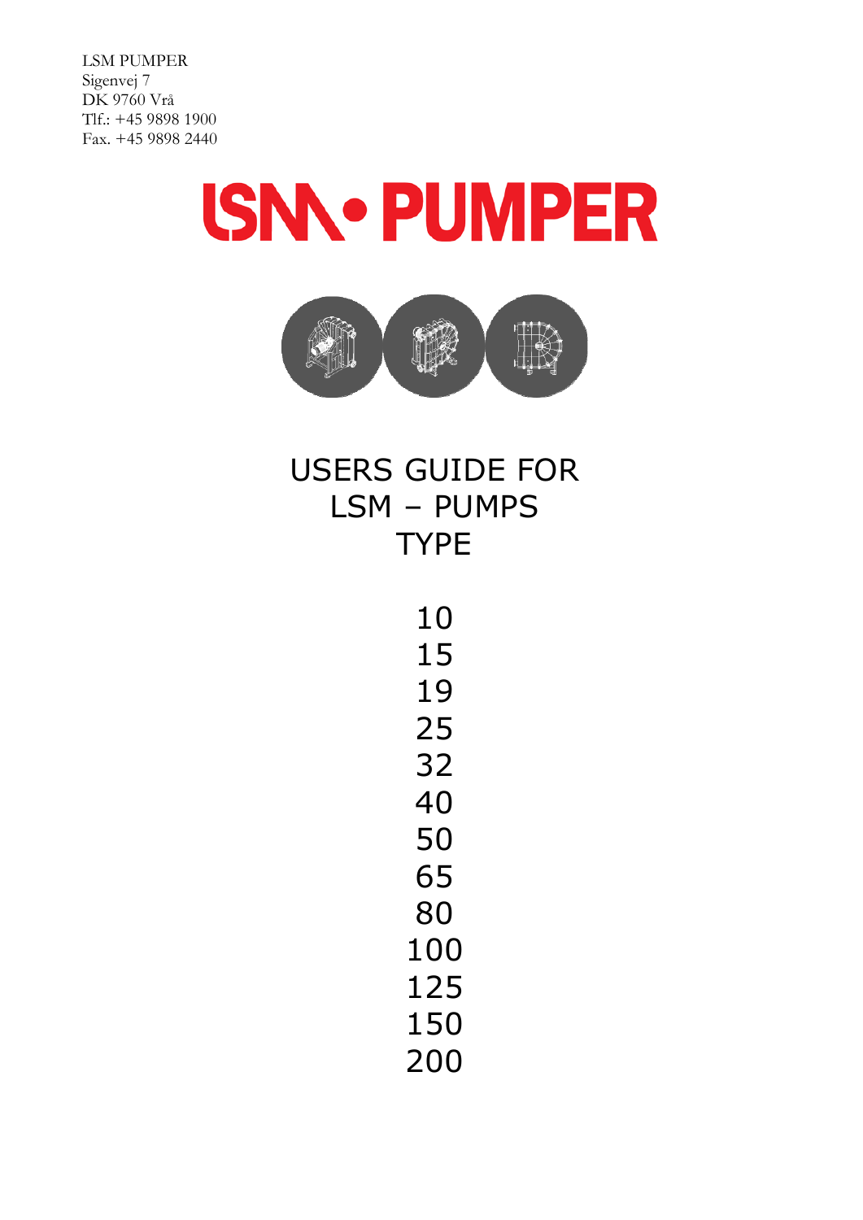LSM PUMPER
Sigenvej 7
DK 9760 Vrå
Tlf.: +45 9898 1900
Fax. +45 9898 2440

# LSM • PUMPER

# USERS GUIDE FOR LSM – PUMPS TYPE

10
15
19
25
32
40
50
65
80
100
125
150
200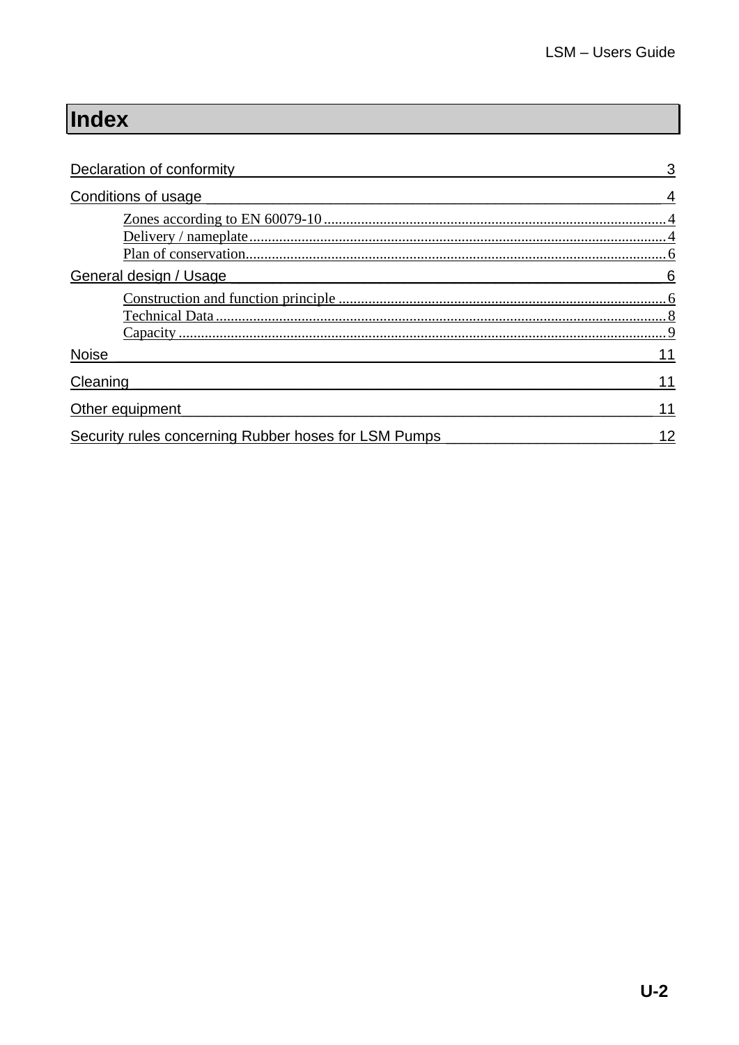# Index

Declaration of conformity 3

Conditions of usage 4

- Zones according to EN 60079-10 4
- Delivery / nameplate 4
- Plan of conservation 6

General design / Usage 6

- Construction and function principle 6
- Technical Data 8
- Capacity 9

Noise 11

Cleaning 11

Other equipment 11

Security rules concerning Rubber hoses for LSM Pumps 12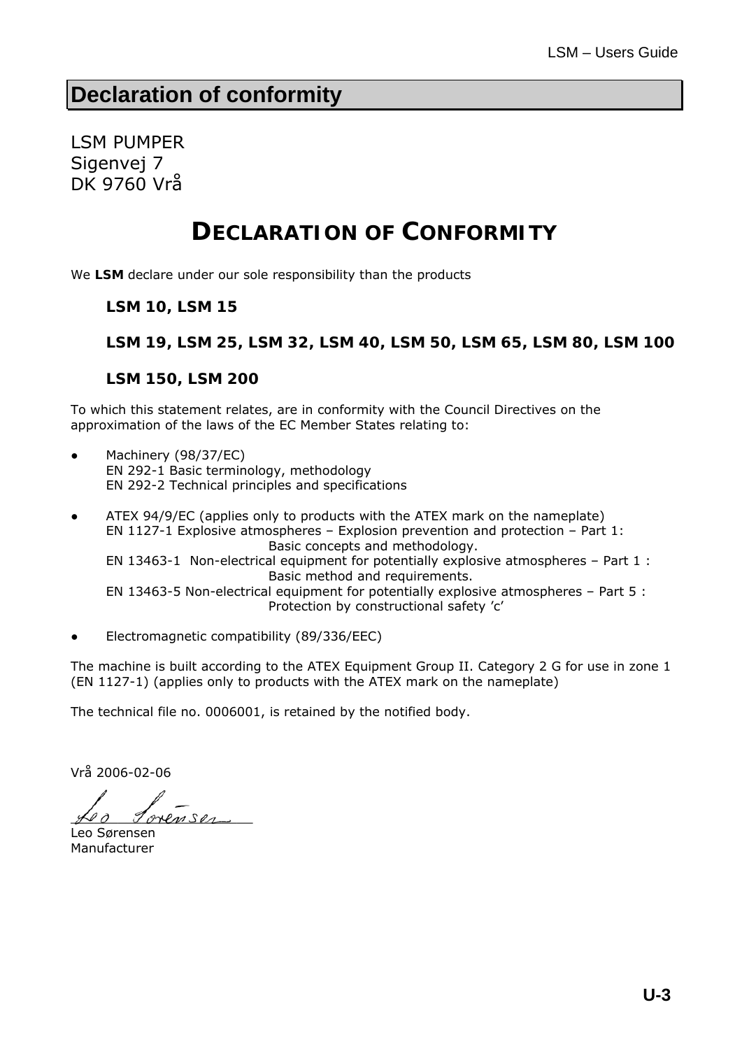# Declaration of conformity

LSM PUMPER
Sigenvej 7
DK 9760 Vrå

## DECLARATION OF CONFORMITY

We **LSM** declare under our sole responsibility than the products

**LSM 10, LSM 15**

**LSM 19, LSM 25, LSM 32, LSM 40, LSM 50, LSM 65, LSM 80, LSM 100**

**LSM 150, LSM 200**

To which this statement relates, are in conformity with the Council Directives on the approximation of the laws of the EC Member States relating to:

- Machinery (98/37/EC)
  EN 292-1 Basic terminology, methodology
  EN 292-2 Technical principles and specifications

- ATEX 94/9/EC (applies only to products with the ATEX mark on the nameplate)
  EN 1127-1 Explosive atmospheres – Explosion prevention and protection – Part 1: Basic concepts and methodology.
  EN 13463-1 Non-electrical equipment for potentially explosive atmospheres – Part 1 : Basic method and requirements.
  EN 13463-5 Non-electrical equipment for potentially explosive atmospheres – Part 5 : Protection by constructional safety 'c'

- Electromagnetic compatibility (89/336/EEC)

The machine is built according to the ATEX Equipment Group II. Category 2 G for use in zone 1 (EN 1127-1) (applies only to products with the ATEX mark on the nameplate)

The technical file no. 0006001, is retained by the notified body.

Vrå 2006-02-06

Leo Sørensen
Manufacturer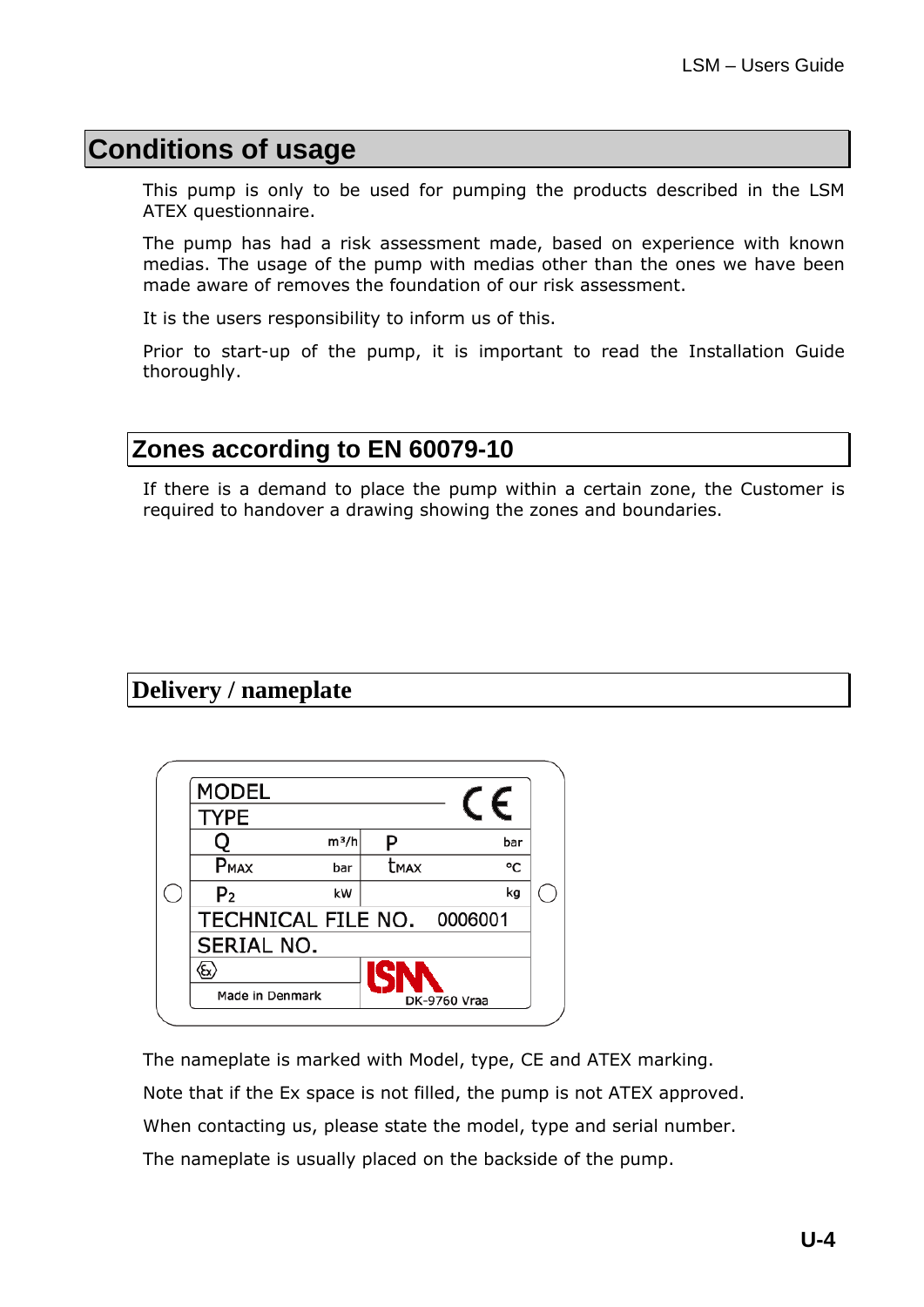# Conditions of usage

This pump is only to be used for pumping the products described in the LSM ATEX questionnaire.

The pump has had a risk assessment made, based on experience with known medias. The usage of the pump with medias other than the ones we have been made aware of removes the foundation of our risk assessment.

It is the users responsibility to inform us of this.

Prior to start-up of the pump, it is important to read the Installation Guide thoroughly.

## Zones according to EN 60079-10

If there is a demand to place the pump within a certain zone, the Customer is required to handover a drawing showing the zones and boundaries.

## Delivery / nameplate

| MODEL | | | CE |
|---|---|---|---|
| TYPE | | | |
| Q | m³/h | P | bar |
| $P_{MAX}$ | bar | $t_{MAX}$ | °C |
| $P_2$ | kW | | kg |
| TECHNICAL FILE NO. | 0006001 | | |
| SERIAL NO. | | | |
| Ex | | LSM | |
| Made in Denmark | | DK-9760 Vraa | |

The nameplate is marked with Model, type, CE and ATEX marking.

Note that if the Ex space is not filled, the pump is not ATEX approved.

When contacting us, please state the model, type and serial number.

The nameplate is usually placed on the backside of the pump.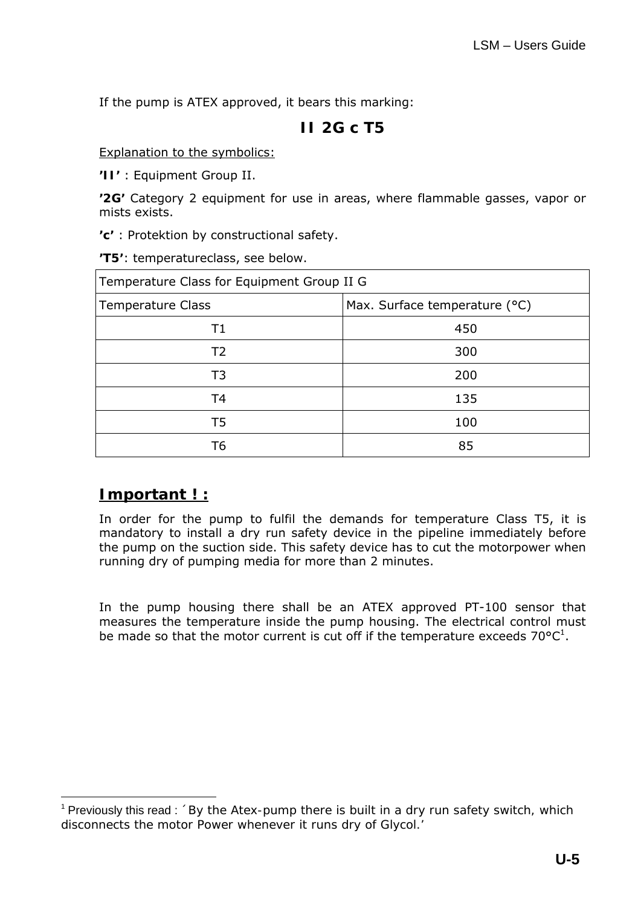If the pump is ATEX approved, it bears this marking:

**II 2G c T5**

Explanation to the symbolics:

**'II'** : Equipment Group II.

**'2G'** Category 2 equipment for use in areas, where flammable gasses, vapor or mists exists.

**'c'** : Protektion by constructional safety.

**'T5'**: temperatureclass, see below.

| Temperature Class for Equipment Group II G | |
|---|---|
| Temperature Class | Max. Surface temperature (°C) |
| T1 | 450 |
| T2 | 300 |
| T3 | 200 |
| T4 | 135 |
| T5 | 100 |
| T6 | 85 |

## Important ! :

In order for the pump to fulfil the demands for temperature Class T5, it is mandatory to install a dry run safety device in the pipeline immediately before the pump on the suction side. This safety device has to cut the motorpower when running dry of pumping media for more than 2 minutes.

In the pump housing there shall be an ATEX approved PT-100 sensor that measures the temperature inside the pump housing. The electrical control must be made so that the motor current is cut off if the temperature exceeds 70°C[1].

[1] Previously this read : ´By the Atex-pump there is built in a dry run safety switch, which disconnects the motor Power whenever it runs dry of Glycol.'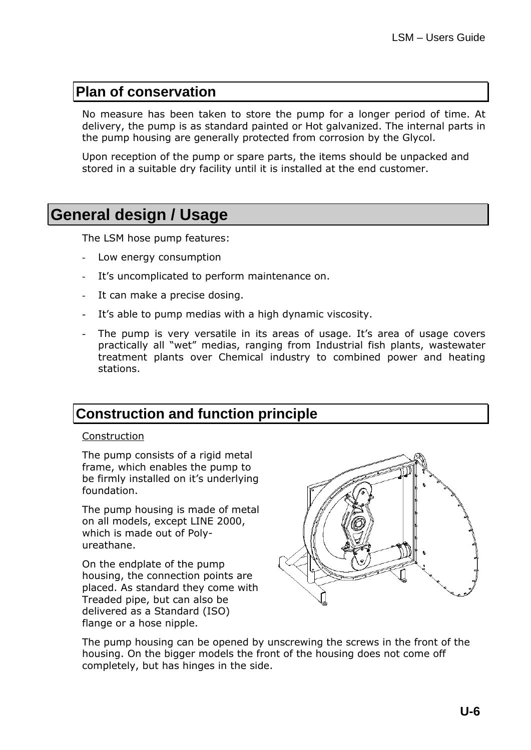## Plan of conservation

No measure has been taken to store the pump for a longer period of time. At delivery, the pump is as standard painted or Hot galvanized. The internal parts in the pump housing are generally protected from corrosion by the Glycol.

Upon reception of the pump or spare parts, the items should be unpacked and stored in a suitable dry facility until it is installed at the end customer.

# General design / Usage

The LSM hose pump features:

- Low energy consumption
- It's uncomplicated to perform maintenance on.
- It can make a precise dosing.
- It's able to pump medias with a high dynamic viscosity.
- The pump is very versatile in its areas of usage. It's area of usage covers practically all "wet" medias, ranging from Industrial fish plants, wastewater treatment plants over Chemical industry to combined power and heating stations.

## Construction and function principle

Construction

The pump consists of a rigid metal frame, which enables the pump to be firmly installed on it's underlying foundation.

The pump housing is made of metal on all models, except LINE 2000, which is made out of Poly-ureathane.

On the endplate of the pump housing, the connection points are placed. As standard they come with Treaded pipe, but can also be delivered as a Standard (ISO) flange or a hose nipple.

The pump housing can be opened by unscrewing the screws in the front of the housing. On the bigger models the front of the housing does not come off completely, but has hinges in the side.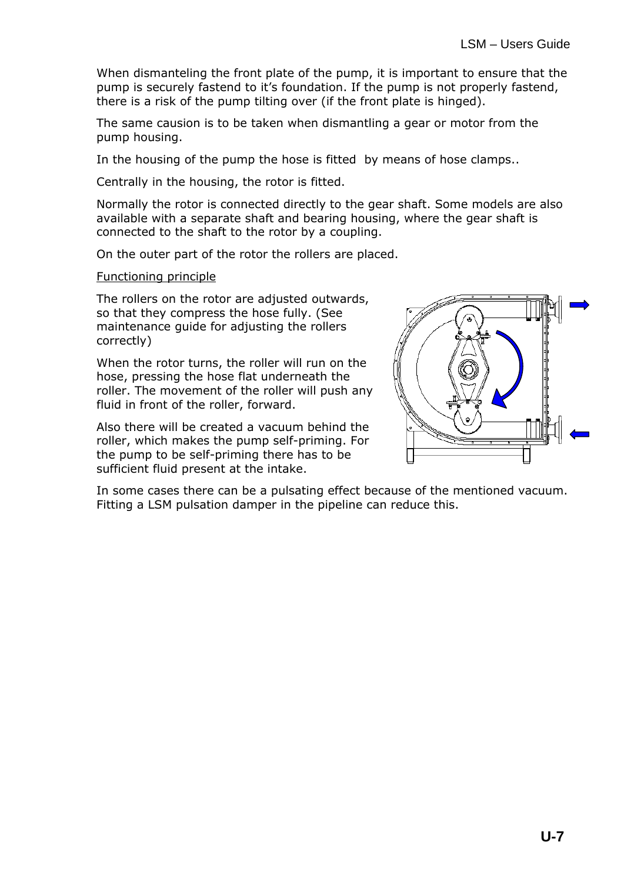When dismanteling the front plate of the pump, it is important to ensure that the pump is securely fastend to it's foundation. If the pump is not properly fastend, there is a risk of the pump tilting over (if the front plate is hinged).

The same causion is to be taken when dismantling a gear or motor from the pump housing.

In the housing of the pump the hose is fitted  by means of hose clamps..

Centrally in the housing, the rotor is fitted.

Normally the rotor is connected directly to the gear shaft. Some models are also available with a separate shaft and bearing housing, where the gear shaft is connected to the shaft to the rotor by a coupling.

On the outer part of the rotor the rollers are placed.

<u>Functioning principle</u>

The rollers on the rotor are adjusted outwards, so that they compress the hose fully. (See maintenance guide for adjusting the rollers correctly)

When the rotor turns, the roller will run on the hose, pressing the hose flat underneath the roller. The movement of the roller will push any fluid in front of the roller, forward.

Also there will be created a vacuum behind the roller, which makes the pump self-priming. For the pump to be self-priming there has to be sufficient fluid present at the intake.

In some cases there can be a pulsating effect because of the mentioned vacuum. Fitting a LSM pulsation damper in the pipeline can reduce this.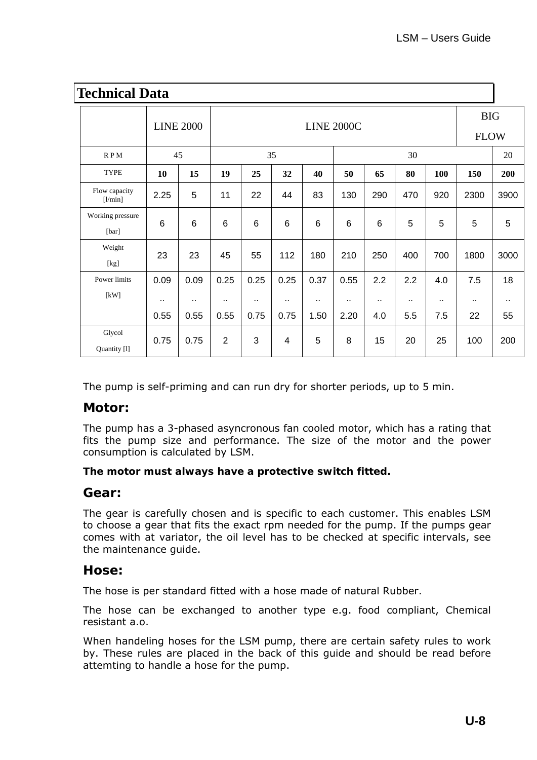## Technical Data

| | LINE 2000 | | LINE 2000C | | | | | | | | BIG FLOW | |
|---|---|---|---|---|---|---|---|---|---|---|---|---|
| R P M | 45 | | 35 | | | | 30 | | | | | 20 |
| TYPE | **10** | **15** | **19** | **25** | **32** | **40** | **50** | **65** | **80** | **100** | **150** | **200** |
| Flow capacity [l/min] | 2.25 | 5 | 11 | 22 | 44 | 83 | 130 | 290 | 470 | 920 | 2300 | 3900 |
| Working pressure [bar] | 6 | 6 | 6 | 6 | 6 | 6 | 6 | 6 | 5 | 5 | 5 | 5 |
| Weight [kg] | 23 | 23 | 45 | 55 | 112 | 180 | 210 | 250 | 400 | 700 | 1800 | 3000 |
| Power limits [kW] | 0.09 .. 0.55 | 0.09 .. 0.55 | 0.25 .. 0.55 | 0.25 .. 0.75 | 0.25 .. 0.75 | 0.37 .. 1.50 | 0.55 .. 2.20 | 2.2 .. 4.0 | 2.2 .. 5.5 | 4.0 .. 7.5 | 7.5 .. 22 | 18 .. 55 |
| Glycol Quantity [l] | 0.75 | 0.75 | 2 | 3 | 4 | 5 | 8 | 15 | 20 | 25 | 100 | 200 |

The pump is self-priming and can run dry for shorter periods, up to 5 min.

### Motor:

The pump has a 3-phased asyncronous fan cooled motor, which has a rating that fits the pump size and performance. The size of the motor and the power consumption is calculated by LSM.

**The motor must always have a protective switch fitted.**

### Gear:

The gear is carefully chosen and is specific to each customer. This enables LSM to choose a gear that fits the exact rpm needed for the pump. If the pumps gear comes with at variator, the oil level has to be checked at specific intervals, see the maintenance guide.

### Hose:

The hose is per standard fitted with a hose made of natural Rubber.

The hose can be exchanged to another type e.g. food compliant, Chemical resistant a.o.

When handeling hoses for the LSM pump, there are certain safety rules to work by. These rules are placed in the back of this guide and should be read before attemting to handle a hose for the pump.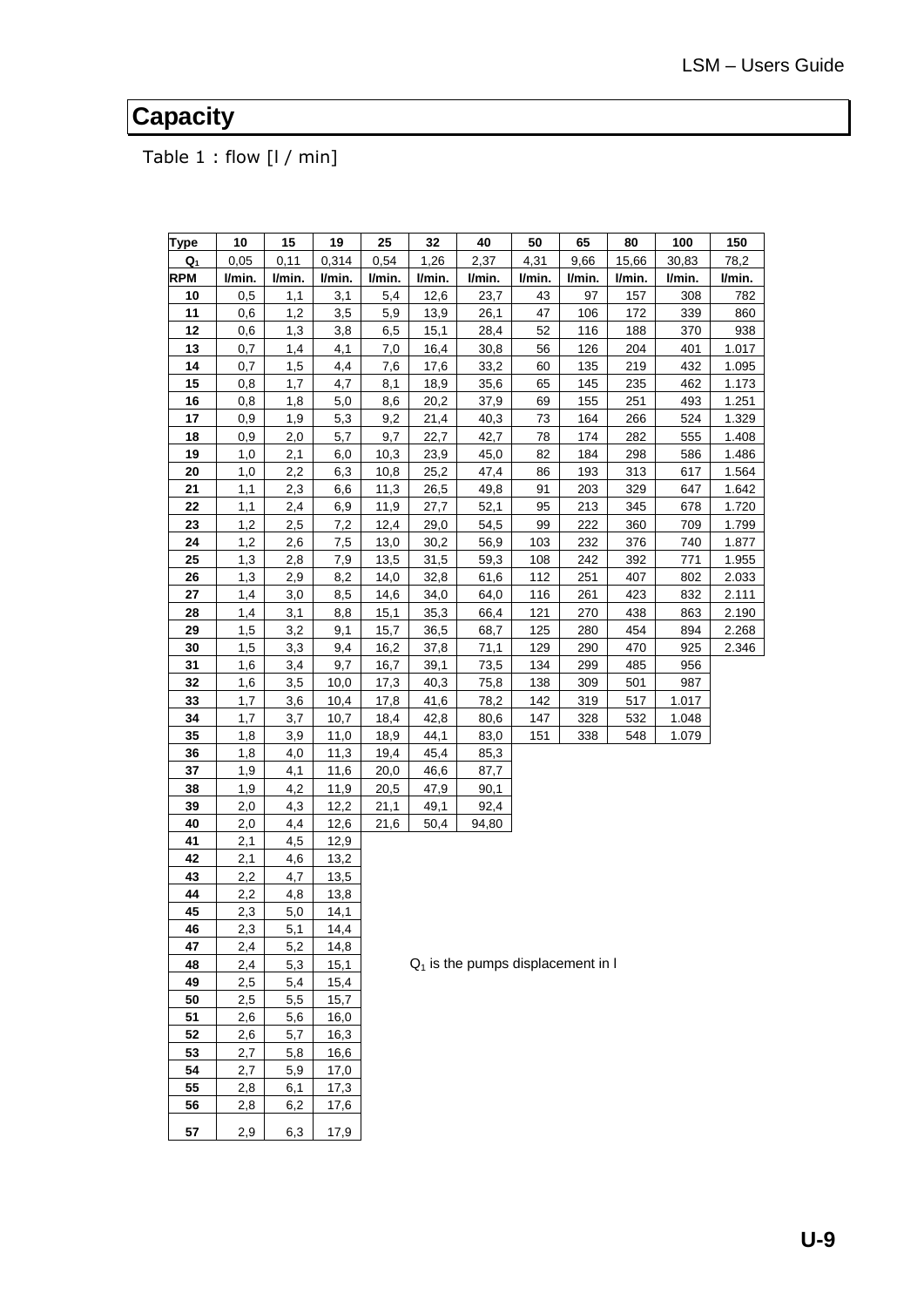# Capacity

Table 1 : flow [l / min]

| Type | 10 | 15 | 19 | 25 | 32 | 40 | 50 | 65 | 80 | 100 | 150 |
|---|---|---|---|---|---|---|---|---|---|---|---|
| $Q_1$ | 0,05 | 0,11 | 0,314 | 0,54 | 1,26 | 2,37 | 4,31 | 9,66 | 15,66 | 30,83 | 78,2 |
| RPM | l/min. | l/min. | l/min. | l/min. | l/min. | l/min. | l/min. | l/min. | l/min. | l/min. | l/min. |
| 10 | 0,5 | 1,1 | 3,1 | 5,4 | 12,6 | 23,7 | 43 | 97 | 157 | 308 | 782 |
| 11 | 0,6 | 1,2 | 3,5 | 5,9 | 13,9 | 26,1 | 47 | 106 | 172 | 339 | 860 |
| 12 | 0,6 | 1,3 | 3,8 | 6,5 | 15,1 | 28,4 | 52 | 116 | 188 | 370 | 938 |
| 13 | 0,7 | 1,4 | 4,1 | 7,0 | 16,4 | 30,8 | 56 | 126 | 204 | 401 | 1.017 |
| 14 | 0,7 | 1,5 | 4,4 | 7,6 | 17,6 | 33,2 | 60 | 135 | 219 | 432 | 1.095 |
| 15 | 0,8 | 1,7 | 4,7 | 8,1 | 18,9 | 35,6 | 65 | 145 | 235 | 462 | 1.173 |
| 16 | 0,8 | 1,8 | 5,0 | 8,6 | 20,2 | 37,9 | 69 | 155 | 251 | 493 | 1.251 |
| 17 | 0,9 | 1,9 | 5,3 | 9,2 | 21,4 | 40,3 | 73 | 164 | 266 | 524 | 1.329 |
| 18 | 0,9 | 2,0 | 5,7 | 9,7 | 22,7 | 42,7 | 78 | 174 | 282 | 555 | 1.408 |
| 19 | 1,0 | 2,1 | 6,0 | 10,3 | 23,9 | 45,0 | 82 | 184 | 298 | 586 | 1.486 |
| 20 | 1,0 | 2,2 | 6,3 | 10,8 | 25,2 | 47,4 | 86 | 193 | 313 | 617 | 1.564 |
| 21 | 1,1 | 2,3 | 6,6 | 11,3 | 26,5 | 49,8 | 91 | 203 | 329 | 647 | 1.642 |
| 22 | 1,1 | 2,4 | 6,9 | 11,9 | 27,7 | 52,1 | 95 | 213 | 345 | 678 | 1.720 |
| 23 | 1,2 | 2,5 | 7,2 | 12,4 | 29,0 | 54,5 | 99 | 222 | 360 | 709 | 1.799 |
| 24 | 1,2 | 2,6 | 7,5 | 13,0 | 30,2 | 56,9 | 103 | 232 | 376 | 740 | 1.877 |
| 25 | 1,3 | 2,8 | 7,9 | 13,5 | 31,5 | 59,3 | 108 | 242 | 392 | 771 | 1.955 |
| 26 | 1,3 | 2,9 | 8,2 | 14,0 | 32,8 | 61,6 | 112 | 251 | 407 | 802 | 2.033 |
| 27 | 1,4 | 3,0 | 8,5 | 14,6 | 34,0 | 64,0 | 116 | 261 | 423 | 832 | 2.111 |
| 28 | 1,4 | 3,1 | 8,8 | 15,1 | 35,3 | 66,4 | 121 | 270 | 438 | 863 | 2.190 |
| 29 | 1,5 | 3,2 | 9,1 | 15,7 | 36,5 | 68,7 | 125 | 280 | 454 | 894 | 2.268 |
| 30 | 1,5 | 3,3 | 9,4 | 16,2 | 37,8 | 71,1 | 129 | 290 | 470 | 925 | 2.346 |
| 31 | 1,6 | 3,4 | 9,7 | 16,7 | 39,1 | 73,5 | 134 | 299 | 485 | 956 | |
| 32 | 1,6 | 3,5 | 10,0 | 17,3 | 40,3 | 75,8 | 138 | 309 | 501 | 987 | |
| 33 | 1,7 | 3,6 | 10,4 | 17,8 | 41,6 | 78,2 | 142 | 319 | 517 | 1.017 | |
| 34 | 1,7 | 3,7 | 10,7 | 18,4 | 42,8 | 80,6 | 147 | 328 | 532 | 1.048 | |
| 35 | 1,8 | 3,9 | 11,0 | 18,9 | 44,1 | 83,0 | 151 | 338 | 548 | 1.079 | |
| 36 | 1,8 | 4,0 | 11,3 | 19,4 | 45,4 | 85,3 | | | | | |
| 37 | 1,9 | 4,1 | 11,6 | 20,0 | 46,6 | 87,7 | | | | | |
| 38 | 1,9 | 4,2 | 11,9 | 20,5 | 47,9 | 90,1 | | | | | |
| 39 | 2,0 | 4,3 | 12,2 | 21,1 | 49,1 | 92,4 | | | | | |
| 40 | 2,0 | 4,4 | 12,6 | 21,6 | 50,4 | 94,80 | | | | | |
| 41 | 2,1 | 4,5 | 12,9 | | | | | | | | |
| 42 | 2,1 | 4,6 | 13,2 | | | | | | | | |
| 43 | 2,2 | 4,7 | 13,5 | | | | | | | | |
| 44 | 2,2 | 4,8 | 13,8 | | | | | | | | |
| 45 | 2,3 | 5,0 | 14,1 | | | | | | | | |
| 46 | 2,3 | 5,1 | 14,4 | | | | | | | | |
| 47 | 2,4 | 5,2 | 14,8 | | | | | | | | |
| 48 | 2,4 | 5,3 | 15,1 | | | | | | | | |
| 49 | 2,5 | 5,4 | 15,4 | | | | | | | | |
| 50 | 2,5 | 5,5 | 15,7 | | | | | | | | |
| 51 | 2,6 | 5,6 | 16,0 | | | | | | | | |
| 52 | 2,6 | 5,7 | 16,3 | | | | | | | | |
| 53 | 2,7 | 5,8 | 16,6 | | | | | | | | |
| 54 | 2,7 | 5,9 | 17,0 | | | | | | | | |
| 55 | 2,8 | 6,1 | 17,3 | | | | | | | | |
| 56 | 2,8 | 6,2 | 17,6 | | | | | | | | |
| 57 | 2,9 | 6,3 | 17,9 | | | | | | | | |

$Q_1$ is the pumps displacement in l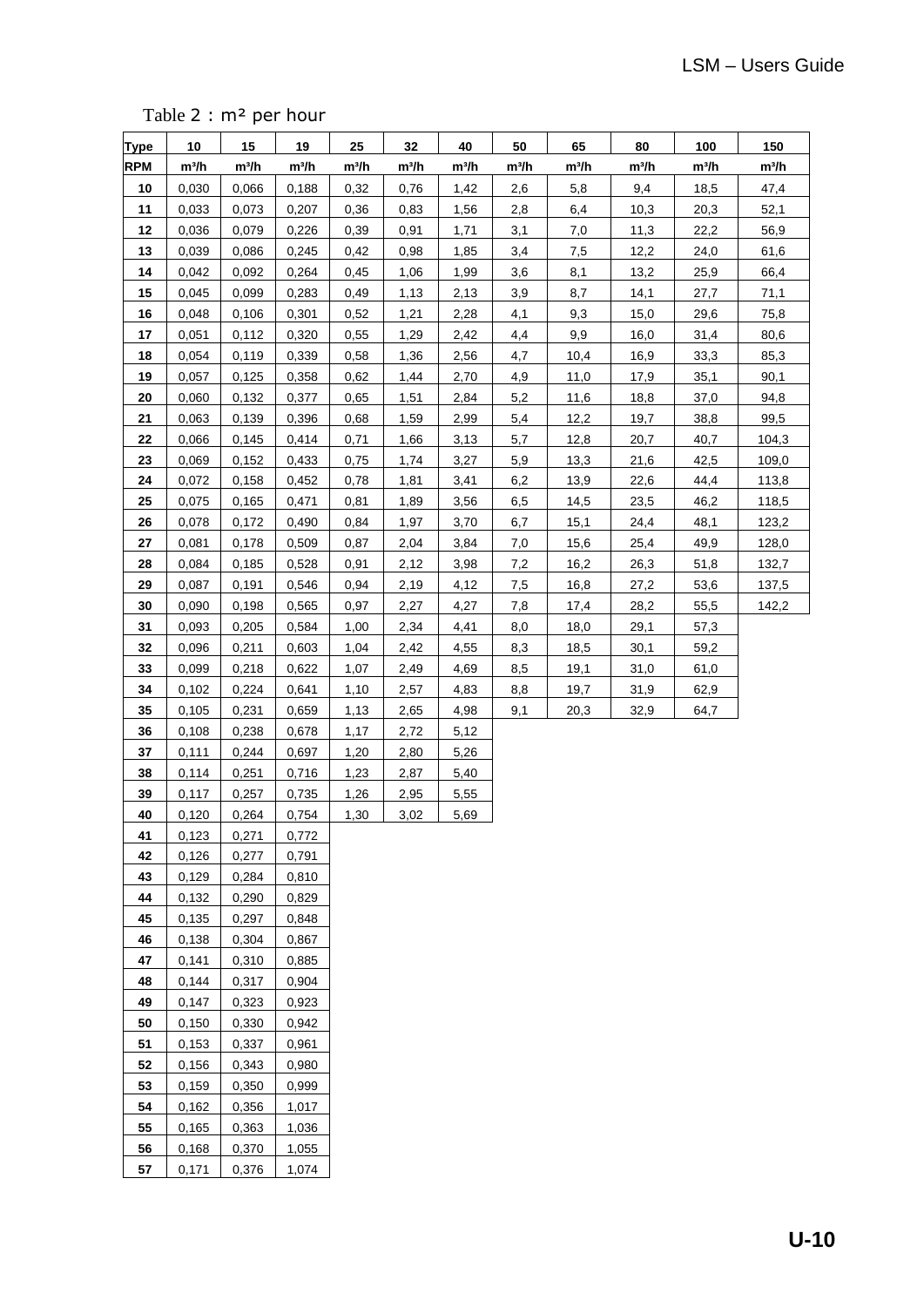Table 2 : m³ per hour

| Type | 10 | 15 | 19 | 25 | 32 | 40 | 50 | 65 | 80 | 100 | 150 |
|---|---|---|---|---|---|---|---|---|---|---|---|
| **RPM** | m³/h | m³/h | m³/h | m³/h | m³/h | m³/h | m³/h | m³/h | m³/h | m³/h | m³/h |
| **10** | 0,030 | 0,066 | 0,188 | 0,32 | 0,76 | 1,42 | 2,6 | 5,8 | 9,4 | 18,5 | 47,4 |
| **11** | 0,033 | 0,073 | 0,207 | 0,36 | 0,83 | 1,56 | 2,8 | 6,4 | 10,3 | 20,3 | 52,1 |
| **12** | 0,036 | 0,079 | 0,226 | 0,39 | 0,91 | 1,71 | 3,1 | 7,0 | 11,3 | 22,2 | 56,9 |
| **13** | 0,039 | 0,086 | 0,245 | 0,42 | 0,98 | 1,85 | 3,4 | 7,5 | 12,2 | 24,0 | 61,6 |
| **14** | 0,042 | 0,092 | 0,264 | 0,45 | 1,06 | 1,99 | 3,6 | 8,1 | 13,2 | 25,9 | 66,4 |
| **15** | 0,045 | 0,099 | 0,283 | 0,49 | 1,13 | 2,13 | 3,9 | 8,7 | 14,1 | 27,7 | 71,1 |
| **16** | 0,048 | 0,106 | 0,301 | 0,52 | 1,21 | 2,28 | 4,1 | 9,3 | 15,0 | 29,6 | 75,8 |
| **17** | 0,051 | 0,112 | 0,320 | 0,55 | 1,29 | 2,42 | 4,4 | 9,9 | 16,0 | 31,4 | 80,6 |
| **18** | 0,054 | 0,119 | 0,339 | 0,58 | 1,36 | 2,56 | 4,7 | 10,4 | 16,9 | 33,3 | 85,3 |
| **19** | 0,057 | 0,125 | 0,358 | 0,62 | 1,44 | 2,70 | 4,9 | 11,0 | 17,9 | 35,1 | 90,1 |
| **20** | 0,060 | 0,132 | 0,377 | 0,65 | 1,51 | 2,84 | 5,2 | 11,6 | 18,8 | 37,0 | 94,8 |
| **21** | 0,063 | 0,139 | 0,396 | 0,68 | 1,59 | 2,99 | 5,4 | 12,2 | 19,7 | 38,8 | 99,5 |
| **22** | 0,066 | 0,145 | 0,414 | 0,71 | 1,66 | 3,13 | 5,7 | 12,8 | 20,7 | 40,7 | 104,3 |
| **23** | 0,069 | 0,152 | 0,433 | 0,75 | 1,74 | 3,27 | 5,9 | 13,3 | 21,6 | 42,5 | 109,0 |
| **24** | 0,072 | 0,158 | 0,452 | 0,78 | 1,81 | 3,41 | 6,2 | 13,9 | 22,6 | 44,4 | 113,8 |
| **25** | 0,075 | 0,165 | 0,471 | 0,81 | 1,89 | 3,56 | 6,5 | 14,5 | 23,5 | 46,2 | 118,5 |
| **26** | 0,078 | 0,172 | 0,490 | 0,84 | 1,97 | 3,70 | 6,7 | 15,1 | 24,4 | 48,1 | 123,2 |
| **27** | 0,081 | 0,178 | 0,509 | 0,87 | 2,04 | 3,84 | 7,0 | 15,6 | 25,4 | 49,9 | 128,0 |
| **28** | 0,084 | 0,185 | 0,528 | 0,91 | 2,12 | 3,98 | 7,2 | 16,2 | 26,3 | 51,8 | 132,7 |
| **29** | 0,087 | 0,191 | 0,546 | 0,94 | 2,19 | 4,12 | 7,5 | 16,8 | 27,2 | 53,6 | 137,5 |
| **30** | 0,090 | 0,198 | 0,565 | 0,97 | 2,27 | 4,27 | 7,8 | 17,4 | 28,2 | 55,5 | 142,2 |
| **31** | 0,093 | 0,205 | 0,584 | 1,00 | 2,34 | 4,41 | 8,0 | 18,0 | 29,1 | 57,3 | |
| **32** | 0,096 | 0,211 | 0,603 | 1,04 | 2,42 | 4,55 | 8,3 | 18,5 | 30,1 | 59,2 | |
| **33** | 0,099 | 0,218 | 0,622 | 1,07 | 2,49 | 4,69 | 8,5 | 19,1 | 31,0 | 61,0 | |
| **34** | 0,102 | 0,224 | 0,641 | 1,10 | 2,57 | 4,83 | 8,8 | 19,7 | 31,9 | 62,9 | |
| **35** | 0,105 | 0,231 | 0,659 | 1,13 | 2,65 | 4,98 | 9,1 | 20,3 | 32,9 | 64,7 | |
| **36** | 0,108 | 0,238 | 0,678 | 1,17 | 2,72 | 5,12 | | | | | |
| **37** | 0,111 | 0,244 | 0,697 | 1,20 | 2,80 | 5,26 | | | | | |
| **38** | 0,114 | 0,251 | 0,716 | 1,23 | 2,87 | 5,40 | | | | | |
| **39** | 0,117 | 0,257 | 0,735 | 1,26 | 2,95 | 5,55 | | | | | |
| **40** | 0,120 | 0,264 | 0,754 | 1,30 | 3,02 | 5,69 | | | | | |
| **41** | 0,123 | 0,271 | 0,772 | | | | | | | | |
| **42** | 0,126 | 0,277 | 0,791 | | | | | | | | |
| **43** | 0,129 | 0,284 | 0,810 | | | | | | | | |
| **44** | 0,132 | 0,290 | 0,829 | | | | | | | | |
| **45** | 0,135 | 0,297 | 0,848 | | | | | | | | |
| **46** | 0,138 | 0,304 | 0,867 | | | | | | | | |
| **47** | 0,141 | 0,310 | 0,885 | | | | | | | | |
| **48** | 0,144 | 0,317 | 0,904 | | | | | | | | |
| **49** | 0,147 | 0,323 | 0,923 | | | | | | | | |
| **50** | 0,150 | 0,330 | 0,942 | | | | | | | | |
| **51** | 0,153 | 0,337 | 0,961 | | | | | | | | |
| **52** | 0,156 | 0,343 | 0,980 | | | | | | | | |
| **53** | 0,159 | 0,350 | 0,999 | | | | | | | | |
| **54** | 0,162 | 0,356 | 1,017 | | | | | | | | |
| **55** | 0,165 | 0,363 | 1,036 | | | | | | | | |
| **56** | 0,168 | 0,370 | 1,055 | | | | | | | | |
| **57** | 0,171 | 0,376 | 1,074 | | | | | | | | |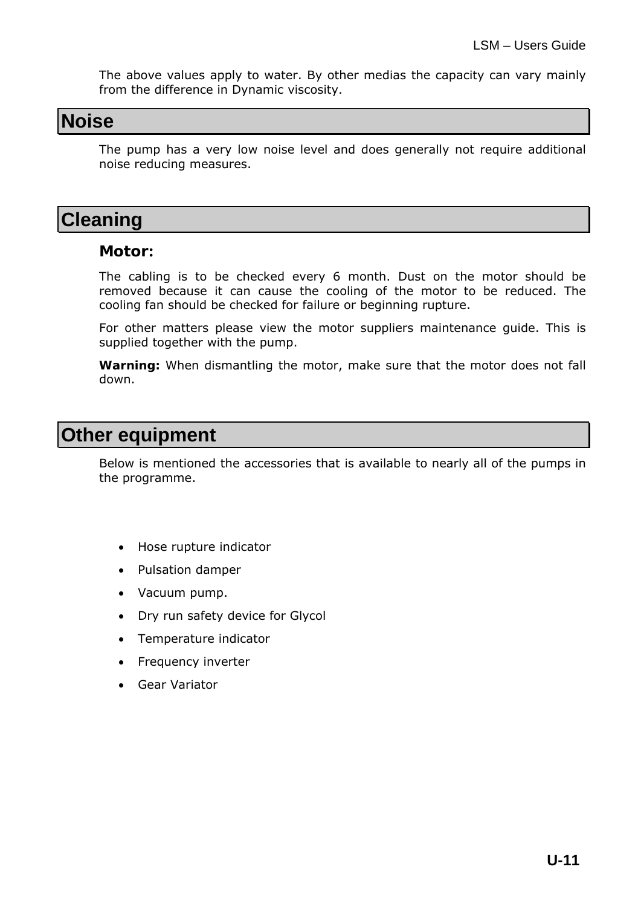The above values apply to water. By other medias the capacity can vary mainly from the difference in Dynamic viscosity.

# Noise

The pump has a very low noise level and does generally not require additional noise reducing measures.

# Cleaning

### Motor:

The cabling is to be checked every 6 month. Dust on the motor should be removed because it can cause the cooling of the motor to be reduced. The cooling fan should be checked for failure or beginning rupture.

For other matters please view the motor suppliers maintenance guide. This is supplied together with the pump.

**Warning:** When dismantling the motor, make sure that the motor does not fall down.

# Other equipment

Below is mentioned the accessories that is available to nearly all of the pumps in the programme.

- Hose rupture indicator
- Pulsation damper
- Vacuum pump.
- Dry run safety device for Glycol
- Temperature indicator
- Frequency inverter
- Gear Variator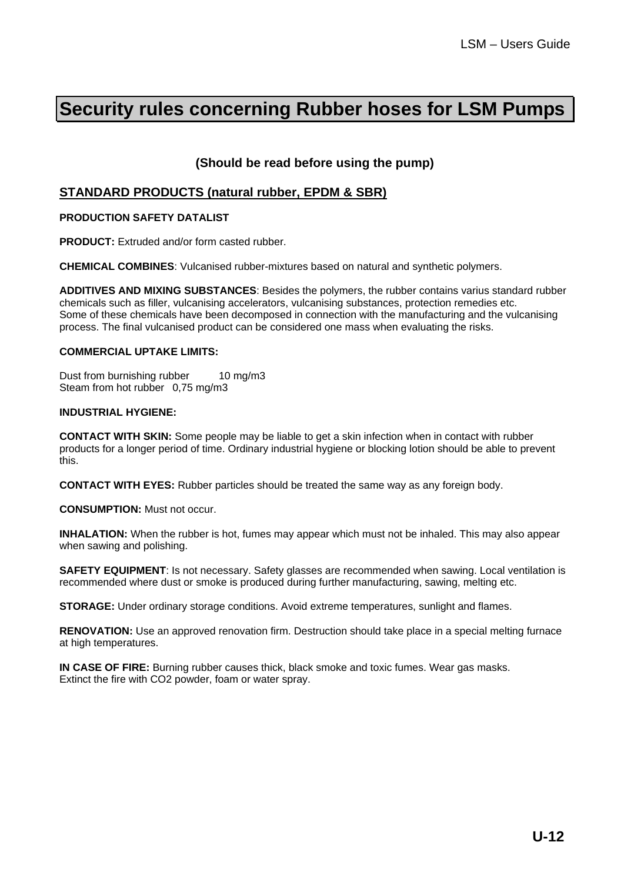# Security rules concerning Rubber hoses for LSM Pumps

**(Should be read before using the pump)**

## STANDARD PRODUCTS (natural rubber, EPDM & SBR)

**PRODUCTION SAFETY DATALIST**

**PRODUCT:** Extruded and/or form casted rubber.

**CHEMICAL COMBINES**: Vulcanised rubber-mixtures based on natural and synthetic polymers.

**ADDITIVES AND MIXING SUBSTANCES**: Besides the polymers, the rubber contains varius standard rubber chemicals such as filler, vulcanising accelerators, vulcanising substances, protection remedies etc.
Some of these chemicals have been decomposed in connection with the manufacturing and the vulcanising process. The final vulcanised product can be considered one mass when evaluating the risks.

**COMMERCIAL UPTAKE LIMITS:**

Dust from burnishing rubber 10 mg/m3
Steam from hot rubber 0,75 mg/m3

**INDUSTRIAL HYGIENE:**

**CONTACT WITH SKIN:** Some people may be liable to get a skin infection when in contact with rubber products for a longer period of time. Ordinary industrial hygiene or blocking lotion should be able to prevent this.

**CONTACT WITH EYES:** Rubber particles should be treated the same way as any foreign body.

**CONSUMPTION:** Must not occur.

**INHALATION:** When the rubber is hot, fumes may appear which must not be inhaled. This may also appear when sawing and polishing.

**SAFETY EQUIPMENT**: Is not necessary. Safety glasses are recommended when sawing. Local ventilation is recommended where dust or smoke is produced during further manufacturing, sawing, melting etc.

**STORAGE:** Under ordinary storage conditions. Avoid extreme temperatures, sunlight and flames.

**RENOVATION:** Use an approved renovation firm. Destruction should take place in a special melting furnace at high temperatures.

**IN CASE OF FIRE:** Burning rubber causes thick, black smoke and toxic fumes. Wear gas masks.
Extinct the fire with CO2 powder, foam or water spray.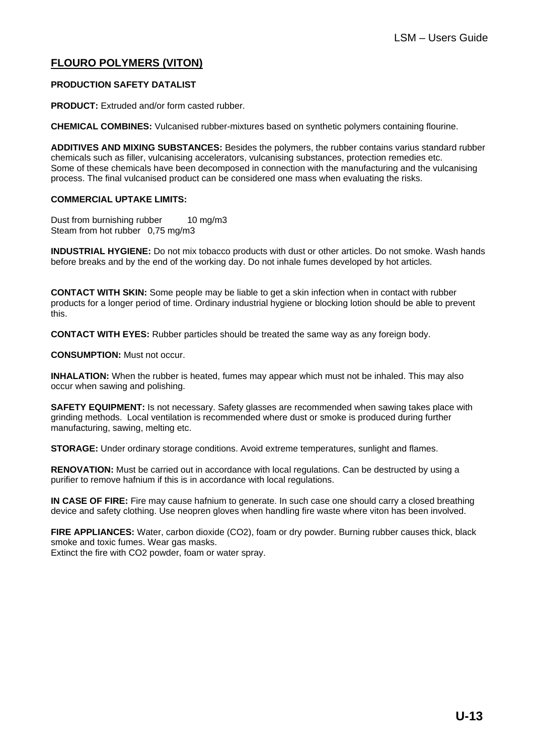## FLOURO POLYMERS (VITON)

**PRODUCTION SAFETY DATALIST**

**PRODUCT:** Extruded and/or form casted rubber.

**CHEMICAL COMBINES:** Vulcanised rubber-mixtures based on synthetic polymers containing flourine.

**ADDITIVES AND MIXING SUBSTANCES:** Besides the polymers, the rubber contains varius standard rubber chemicals such as filler, vulcanising accelerators, vulcanising substances, protection remedies etc. Some of these chemicals have been decomposed in connection with the manufacturing and the vulcanising process. The final vulcanised product can be considered one mass when evaluating the risks.

**COMMERCIAL UPTAKE LIMITS:**

Dust from burnishing rubber 10 mg/m3
Steam from hot rubber 0,75 mg/m3

**INDUSTRIAL HYGIENE:** Do not mix tobacco products with dust or other articles. Do not smoke. Wash hands before breaks and by the end of the working day. Do not inhale fumes developed by hot articles.

**CONTACT WITH SKIN:** Some people may be liable to get a skin infection when in contact with rubber products for a longer period of time. Ordinary industrial hygiene or blocking lotion should be able to prevent this.

**CONTACT WITH EYES:** Rubber particles should be treated the same way as any foreign body.

**CONSUMPTION:** Must not occur.

**INHALATION:** When the rubber is heated, fumes may appear which must not be inhaled. This may also occur when sawing and polishing.

**SAFETY EQUIPMENT:** Is not necessary. Safety glasses are recommended when sawing takes place with grinding methods. Local ventilation is recommended where dust or smoke is produced during further manufacturing, sawing, melting etc.

**STORAGE:** Under ordinary storage conditions. Avoid extreme temperatures, sunlight and flames.

**RENOVATION:** Must be carried out in accordance with local regulations. Can be destructed by using a purifier to remove hafnium if this is in accordance with local regulations.

**IN CASE OF FIRE:** Fire may cause hafnium to generate. In such case one should carry a closed breathing device and safety clothing. Use neopren gloves when handling fire waste where viton has been involved.

**FIRE APPLIANCES:** Water, carbon dioxide ($CO_2$), foam or dry powder. Burning rubber causes thick, black smoke and toxic fumes. Wear gas masks.
Extinct the fire with $CO_2$ powder, foam or water spray.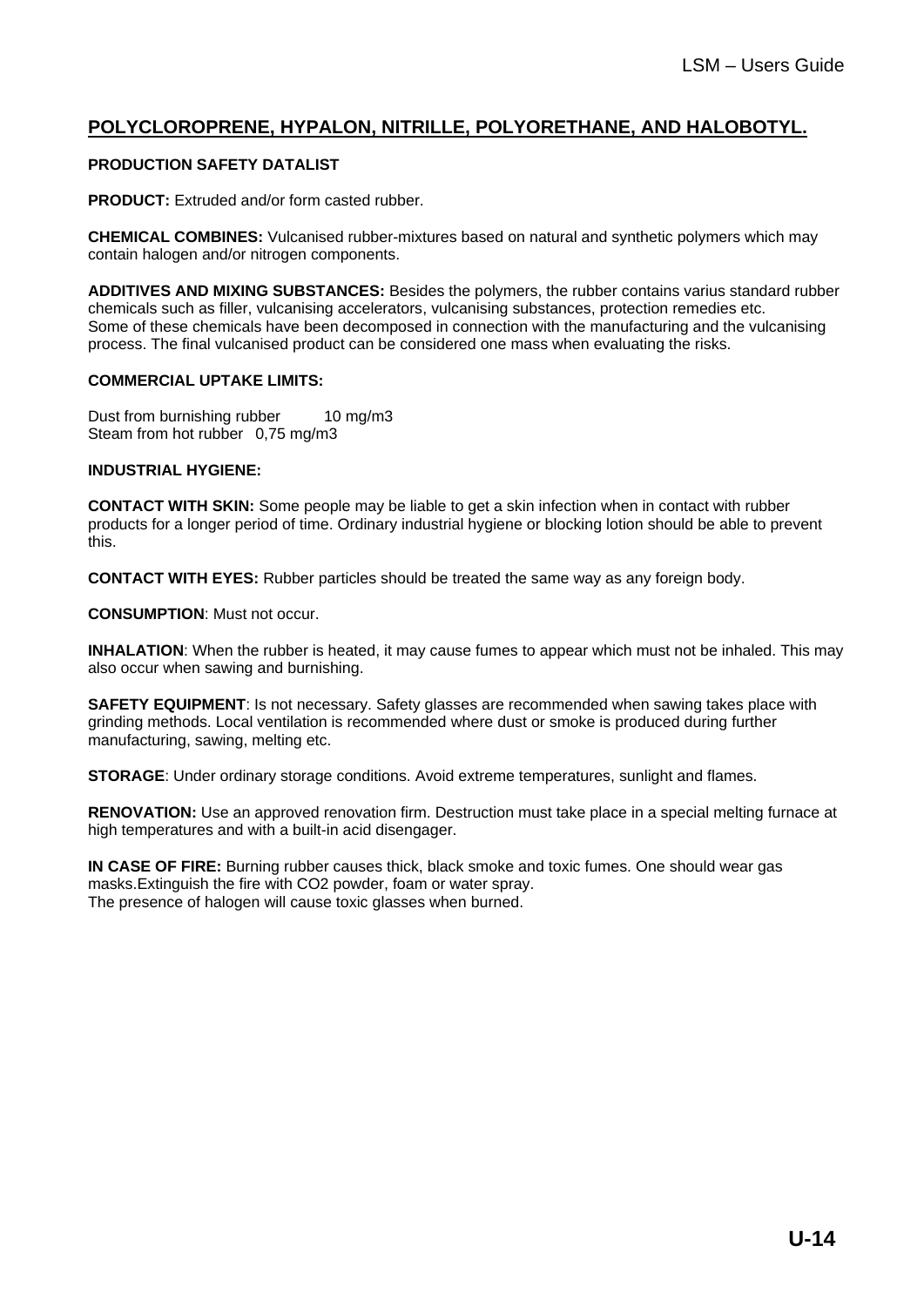## POLYCLOROPRENE, HYPALON, NITRILLE, POLYORETHANE, AND HALOBOTYL.

**PRODUCTION SAFETY DATALIST**

**PRODUCT:** Extruded and/or form casted rubber.

**CHEMICAL COMBINES:** Vulcanised rubber-mixtures based on natural and synthetic polymers which may contain halogen and/or nitrogen components.

**ADDITIVES AND MIXING SUBSTANCES:** Besides the polymers, the rubber contains varius standard rubber chemicals such as filler, vulcanising accelerators, vulcanising substances, protection remedies etc. Some of these chemicals have been decomposed in connection with the manufacturing and the vulcanising process. The final vulcanised product can be considered one mass when evaluating the risks.

**COMMERCIAL UPTAKE LIMITS:**

Dust from burnishing rubber 10 mg/m3
Steam from hot rubber 0,75 mg/m3

**INDUSTRIAL HYGIENE:**

**CONTACT WITH SKIN:** Some people may be liable to get a skin infection when in contact with rubber products for a longer period of time. Ordinary industrial hygiene or blocking lotion should be able to prevent this.

**CONTACT WITH EYES:** Rubber particles should be treated the same way as any foreign body.

**CONSUMPTION**: Must not occur.

**INHALATION**: When the rubber is heated, it may cause fumes to appear which must not be inhaled. This may also occur when sawing and burnishing.

**SAFETY EQUIPMENT**: Is not necessary. Safety glasses are recommended when sawing takes place with grinding methods. Local ventilation is recommended where dust or smoke is produced during further manufacturing, sawing, melting etc.

**STORAGE**: Under ordinary storage conditions. Avoid extreme temperatures, sunlight and flames.

**RENOVATION:** Use an approved renovation firm. Destruction must take place in a special melting furnace at high temperatures and with a built-in acid disengager.

**IN CASE OF FIRE:** Burning rubber causes thick, black smoke and toxic fumes. One should wear gas masks.Extinguish the fire with CO2 powder, foam or water spray.
The presence of halogen will cause toxic glasses when burned.